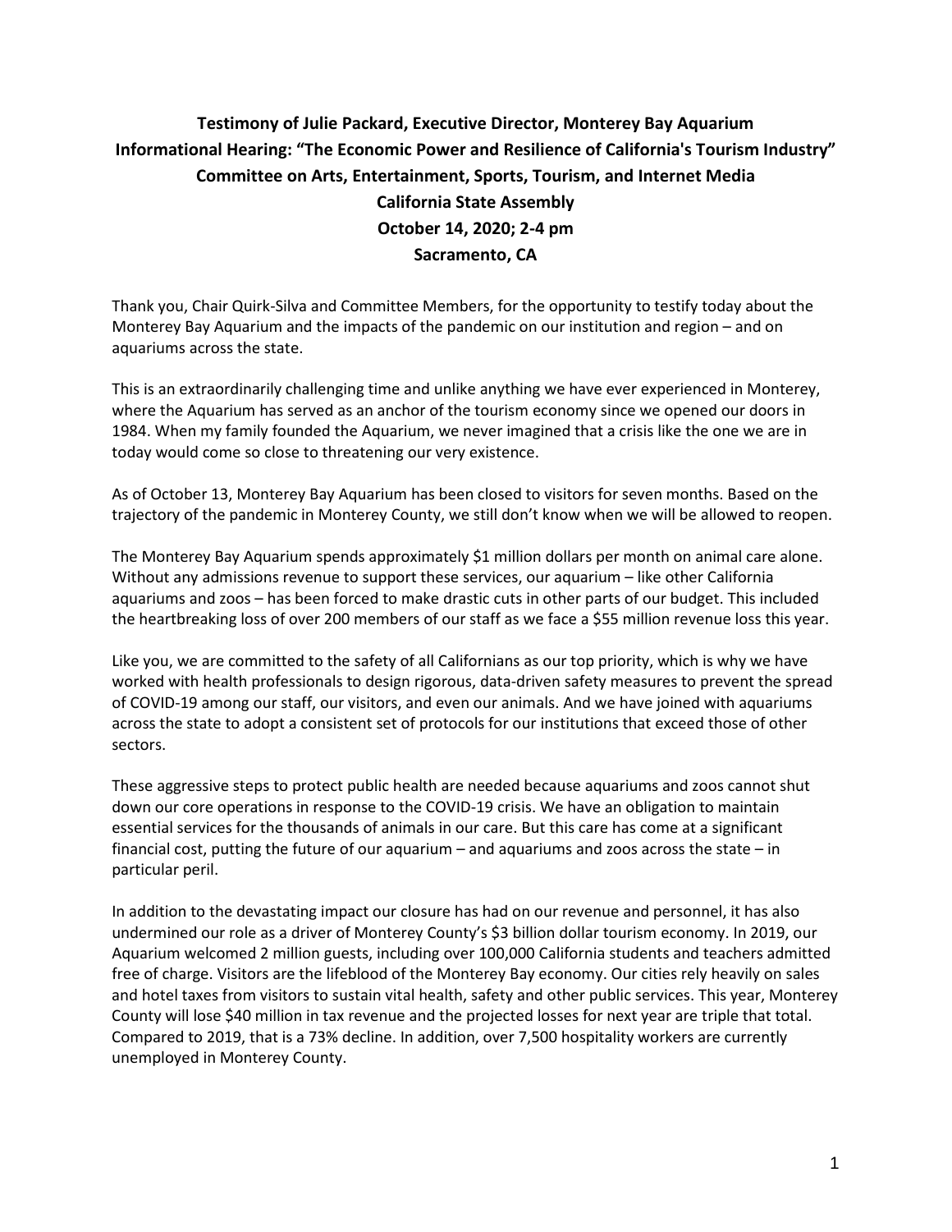**Testimony of Julie Packard, Executive Director, Monterey Bay Aquarium**
**Informational Hearing: "The Economic Power and Resilience of California's Tourism Industry"**
**Committee on Arts, Entertainment, Sports, Tourism, and Internet Media**
**California State Assembly**
**October 14, 2020; 2-4 pm**
**Sacramento, CA**

Thank you, Chair Quirk-Silva and Committee Members, for the opportunity to testify today about the Monterey Bay Aquarium and the impacts of the pandemic on our institution and region – and on aquariums across the state.

This is an extraordinarily challenging time and unlike anything we have ever experienced in Monterey, where the Aquarium has served as an anchor of the tourism economy since we opened our doors in 1984. When my family founded the Aquarium, we never imagined that a crisis like the one we are in today would come so close to threatening our very existence.

As of October 13, Monterey Bay Aquarium has been closed to visitors for seven months. Based on the trajectory of the pandemic in Monterey County, we still don't know when we will be allowed to reopen.

The Monterey Bay Aquarium spends approximately $1 million dollars per month on animal care alone. Without any admissions revenue to support these services, our aquarium – like other California aquariums and zoos – has been forced to make drastic cuts in other parts of our budget. This included the heartbreaking loss of over 200 members of our staff as we face a $55 million revenue loss this year.

Like you, we are committed to the safety of all Californians as our top priority, which is why we have worked with health professionals to design rigorous, data-driven safety measures to prevent the spread of COVID-19 among our staff, our visitors, and even our animals. And we have joined with aquariums across the state to adopt a consistent set of protocols for our institutions that exceed those of other sectors.

These aggressive steps to protect public health are needed because aquariums and zoos cannot shut down our core operations in response to the COVID-19 crisis. We have an obligation to maintain essential services for the thousands of animals in our care. But this care has come at a significant financial cost, putting the future of our aquarium – and aquariums and zoos across the state – in particular peril.

In addition to the devastating impact our closure has had on our revenue and personnel, it has also undermined our role as a driver of Monterey County's $3 billion dollar tourism economy. In 2019, our Aquarium welcomed 2 million guests, including over 100,000 California students and teachers admitted free of charge. Visitors are the lifeblood of the Monterey Bay economy. Our cities rely heavily on sales and hotel taxes from visitors to sustain vital health, safety and other public services. This year, Monterey County will lose $40 million in tax revenue and the projected losses for next year are triple that total. Compared to 2019, that is a 73% decline. In addition, over 7,500 hospitality workers are currently unemployed in Monterey County.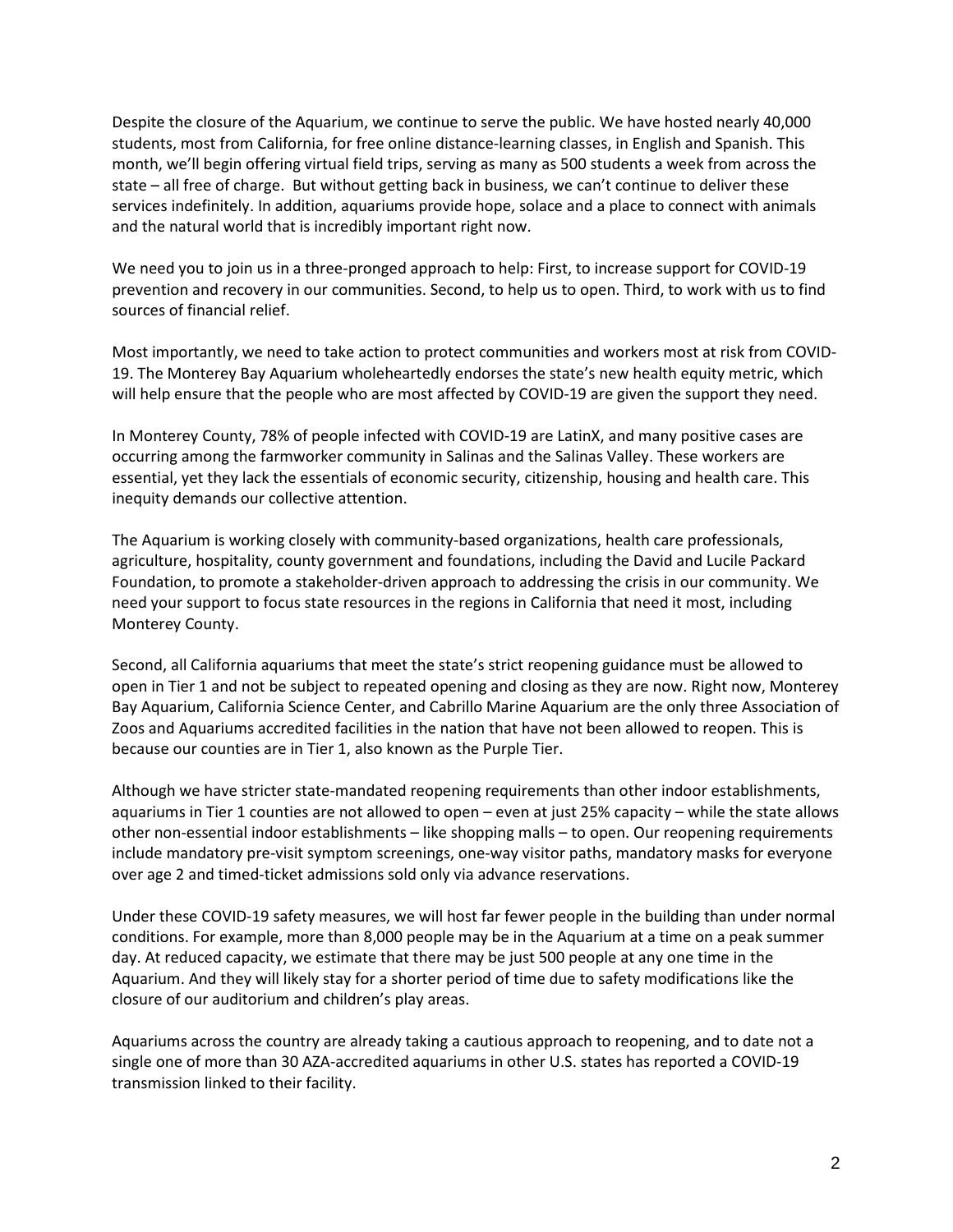Despite the closure of the Aquarium, we continue to serve the public. We have hosted nearly 40,000 students, most from California, for free online distance-learning classes, in English and Spanish. This month, we'll begin offering virtual field trips, serving as many as 500 students a week from across the state – all free of charge. But without getting back in business, we can't continue to deliver these services indefinitely. In addition, aquariums provide hope, solace and a place to connect with animals and the natural world that is incredibly important right now.

We need you to join us in a three-pronged approach to help: First, to increase support for COVID-19 prevention and recovery in our communities. Second, to help us to open. Third, to work with us to find sources of financial relief.

Most importantly, we need to take action to protect communities and workers most at risk from COVID-19. The Monterey Bay Aquarium wholeheartedly endorses the state's new health equity metric, which will help ensure that the people who are most affected by COVID-19 are given the support they need.

In Monterey County, 78% of people infected with COVID-19 are LatinX, and many positive cases are occurring among the farmworker community in Salinas and the Salinas Valley. These workers are essential, yet they lack the essentials of economic security, citizenship, housing and health care. This inequity demands our collective attention.

The Aquarium is working closely with community-based organizations, health care professionals, agriculture, hospitality, county government and foundations, including the David and Lucile Packard Foundation, to promote a stakeholder-driven approach to addressing the crisis in our community. We need your support to focus state resources in the regions in California that need it most, including Monterey County.

Second, all California aquariums that meet the state's strict reopening guidance must be allowed to open in Tier 1 and not be subject to repeated opening and closing as they are now. Right now, Monterey Bay Aquarium, California Science Center, and Cabrillo Marine Aquarium are the only three Association of Zoos and Aquariums accredited facilities in the nation that have not been allowed to reopen. This is because our counties are in Tier 1, also known as the Purple Tier.

Although we have stricter state-mandated reopening requirements than other indoor establishments, aquariums in Tier 1 counties are not allowed to open – even at just 25% capacity – while the state allows other non-essential indoor establishments – like shopping malls – to open. Our reopening requirements include mandatory pre-visit symptom screenings, one-way visitor paths, mandatory masks for everyone over age 2 and timed-ticket admissions sold only via advance reservations.

Under these COVID-19 safety measures, we will host far fewer people in the building than under normal conditions. For example, more than 8,000 people may be in the Aquarium at a time on a peak summer day. At reduced capacity, we estimate that there may be just 500 people at any one time in the Aquarium. And they will likely stay for a shorter period of time due to safety modifications like the closure of our auditorium and children's play areas.

Aquariums across the country are already taking a cautious approach to reopening, and to date not a single one of more than 30 AZA-accredited aquariums in other U.S. states has reported a COVID-19 transmission linked to their facility.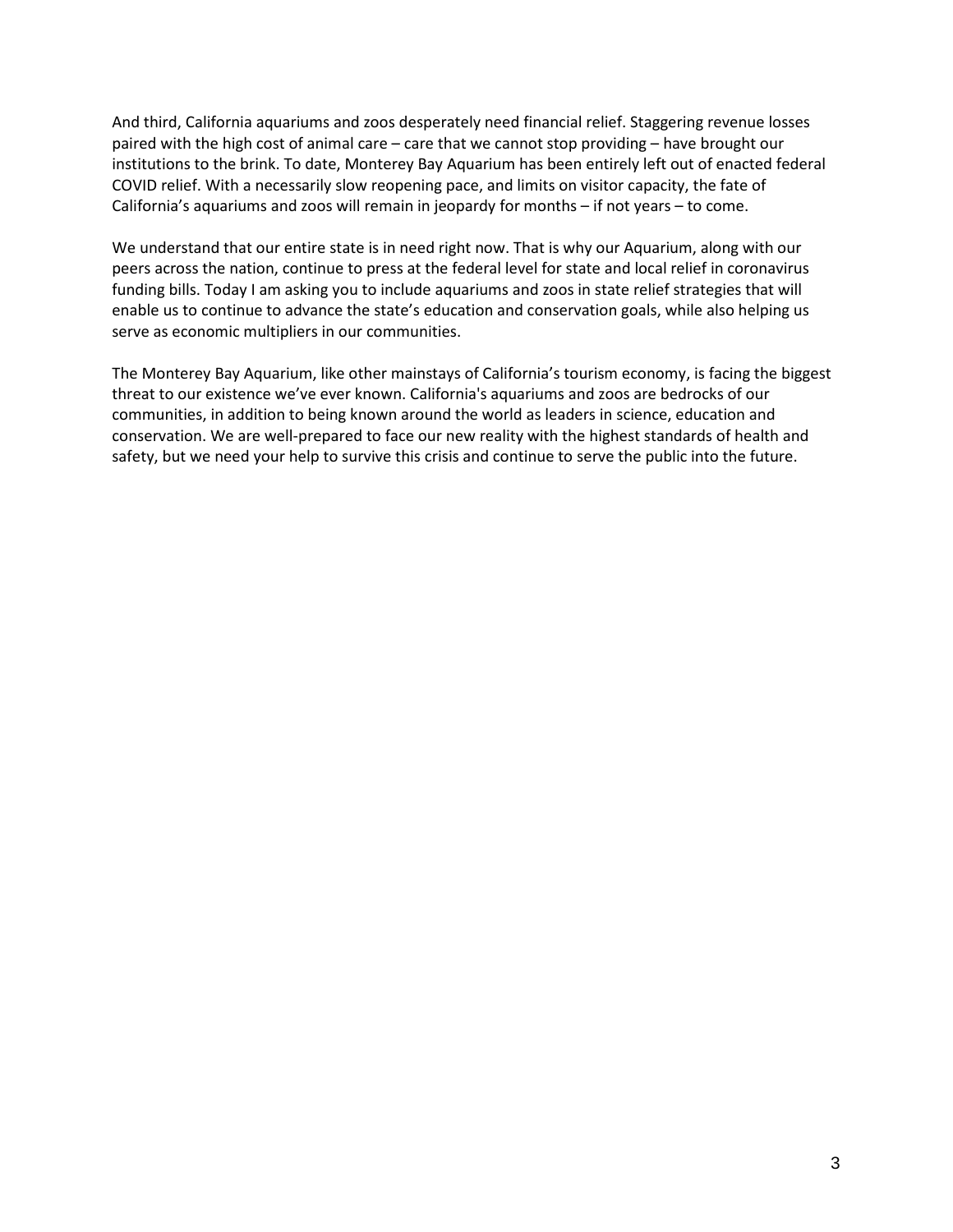And third, California aquariums and zoos desperately need financial relief. Staggering revenue losses paired with the high cost of animal care – care that we cannot stop providing – have brought our institutions to the brink. To date, Monterey Bay Aquarium has been entirely left out of enacted federal COVID relief. With a necessarily slow reopening pace, and limits on visitor capacity, the fate of California's aquariums and zoos will remain in jeopardy for months – if not years – to come.

We understand that our entire state is in need right now. That is why our Aquarium, along with our peers across the nation, continue to press at the federal level for state and local relief in coronavirus funding bills. Today I am asking you to include aquariums and zoos in state relief strategies that will enable us to continue to advance the state's education and conservation goals, while also helping us serve as economic multipliers in our communities.

The Monterey Bay Aquarium, like other mainstays of California's tourism economy, is facing the biggest threat to our existence we've ever known. California's aquariums and zoos are bedrocks of our communities, in addition to being known around the world as leaders in science, education and conservation. We are well-prepared to face our new reality with the highest standards of health and safety, but we need your help to survive this crisis and continue to serve the public into the future.